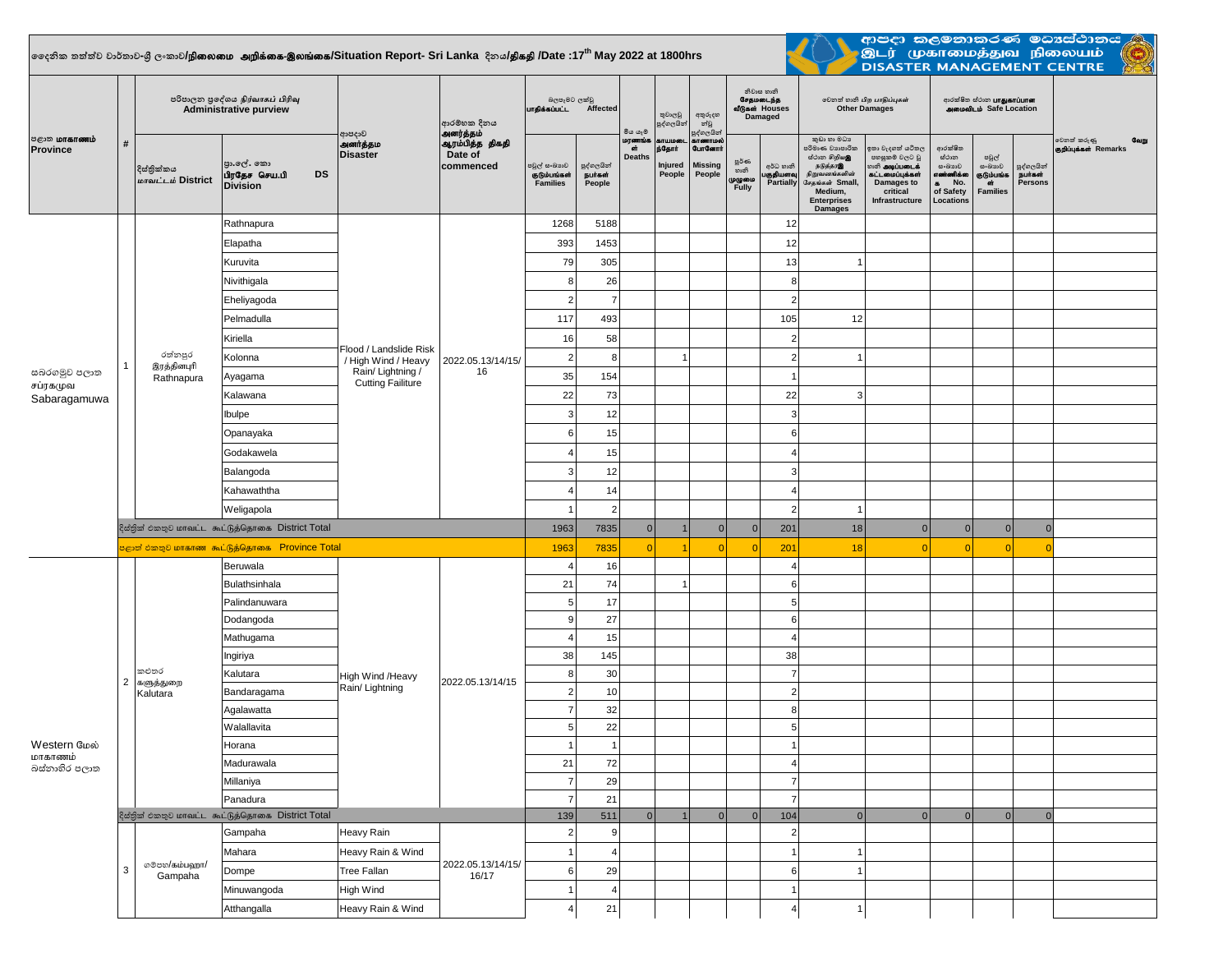# දෛනික තත්ත්ව වාර්තාව-ශ්‍රී ලංකාව/நிலைமை அறிக்கை-இலங்கை/Situation Report- Sri Lanka දිනය/திகதி /Date :17th May 2022 at 1800hrs

ආපදා කළමනාකරණ මධ්‍යස්ථානය / இடர் முகாமைத்துவ நிலையம் / DISASTER MANAGEMENT CENTRE

| පළාත மாகாணம் Province | # | පරිපාලන ප්‍රදේශය நிர்வாகப் பிரிவு Administrative purview | | ආපදාව அனர்த்தம Disaster | ආරම්භක දිනය அனர்த்தம் ஆரம்பித்த திகதி Date of commenced | බලපෑමට ලක්වූ பாதிக்கப்பட்ட Affected | | මිය යෑම් மரணங்கள் Deaths | තුවාලවූ පුද්ගලයින් காயமடைந்தோர் Injured People | අතුරුදහන් වූ පුද්ගලයින් காணாமல் போனோர் Missing People | නිවාස හානි சேதமடைந்த வீடுகள் Houses Damaged | | වෙනත් හානි பிற பாதிப்புகள் Other Damages | | ආරක්ෂිත ස්ථාන பாதுகாப்பான அமைவிடம் Safe Location | | | වෙනත් කරුණු வேறு குறிப்புக்கள் Remarks |
|---|---|---|---|---|---|---|---|---|---|---|---|---|---|---|---|---|---|---|
| | | දිස්ත්‍රික්කය மாவட்டம் District | ප්‍රා.ලේ. කො பிரதேச செய.பி DS Division | | | පවුල් සංඛ්‍යාව குடும்பங்கள் Families | පුද්ගලයින් நபர்கள் People | | | | පූර්ණ හානි முழுமை Fully | අර්ධ හානි பகுதியளவு Partially | කුඩා හා මධ්‍ය පරිමාණ ව්‍යාපාරික ස්ථාන සිදුවූ හානි Small, Medium, Enterprises Damages | ඉතා වැදගත් යටිතල පහසුකම් වලට වූ හානි அடிப்படைக் கட்டமைப்புக்கள் Damages to critical Infrastructure | ආරක්ෂිත ස්ථාන සංඛ්‍යාව எண்ணிக்கை No. of Safety Locations | පවුල් සංඛ්‍යාව குடும்பங்கள் Families | පුද්ගලයින් நபர்கள் Persons | |
| සබරගමුව පළාත சப்ரகமுவ Sabaragamuwa | 1 | රත්නපුර இரத்தினபுரி Rathnapura | Rathnapura | Flood / Landslide Risk / High Wind / Heavy Rain/ Lightning / Cutting Failiture | 2022.05.13/14/15/16 | 1268 | 5188 | | | | | 12 | | | | | | |
| | | | Elapatha | | | 393 | 1453 | | | | | 12 | | | | | | |
| | | | Kuruvita | | | 79 | 305 | | | | | 13 | 1 | | | | | |
| | | | Nivithigala | | | 8 | 26 | | | | | 8 | | | | | | |
| | | | Eheliyagoda | | | 2 | 7 | | | | | 2 | | | | | | |
| | | | Pelmadulla | | | 117 | 493 | | | | | 105 | 12 | | | | | |
| | | | Kiriella | | | 16 | 58 | | | | | 2 | | | | | | |
| | | | Kolonna | | | 2 | 8 | | 1 | | | 2 | 1 | | | | | |
| | | | Ayagama | | | 35 | 154 | | | | | 1 | | | | | | |
| | | | Kalawana | | | 22 | 73 | | | | | 22 | 3 | | | | | |
| | | | Ibulpe | | | 3 | 12 | | | | | 3 | | | | | | |
| | | | Opanayaka | | | 6 | 15 | | | | | 6 | | | | | | |
| | | | Godakawela | | | 4 | 15 | | | | | 4 | | | | | | |
| | | | Balangoda | | | 3 | 12 | | | | | 3 | | | | | | |
| | | | Kahawaththa | | | 4 | 14 | | | | | 4 | | | | | | |
| | | | Weligapola | | | 1 | 2 | | | | | 2 | 1 | | | | | |
| | | දිස්ත්‍රික් එකතුව மாவட்ட கூட்டுத்தொகை District Total | | | | 1963 | 7835 | 0 | 1 | 0 | 0 | 201 | 18 | 0 | 0 | 0 | 0 | |
| | | පළාත් එකතුව மாகாண கூட்டுத்தொகை Province Total | | | | 1963 | 7835 | 0 | 1 | 0 | 0 | 201 | 18 | 0 | 0 | 0 | 0 | |
| Western மேல் மாகாணம் බස්නාහිර පළාත | 2 | කළුතර களுத்துறை Kalutara | Beruwala | High Wind /Heavy Rain/ Lightning | 2022.05.13/14/15 | 4 | 16 | | | | | 4 | | | | | | |
| | | | Bulathsinhala | | | 21 | 74 | | 1 | | | 6 | | | | | | |
| | | | Palindanuwara | | | 5 | 17 | | | | | 5 | | | | | | |
| | | | Dodangoda | | | 9 | 27 | | | | | 6 | | | | | | |
| | | | Mathugama | | | 4 | 15 | | | | | 4 | | | | | | |
| | | | Ingiriya | | | 38 | 145 | | | | | 38 | | | | | | |
| | | | Kalutara | | | 8 | 30 | | | | | 7 | | | | | | |
| | | | Bandaragama | | | 2 | 10 | | | | | 2 | | | | | | |
| | | | Agalawatta | | | 7 | 32 | | | | | 8 | | | | | | |
| | | | Walallavita | | | 5 | 22 | | | | | 5 | | | | | | |
| | | | Horana | | | 1 | 1 | | | | | 1 | | | | | | |
| | | | Madurawala | | | 21 | 72 | | | | | 4 | | | | | | |
| | | | Millaniya | | | 7 | 29 | | | | | 7 | | | | | | |
| | | | Panadura | | | 7 | 21 | | | | | 7 | | | | | | |
| | | දිස්ත්‍රික් එකතුව மாவட்ட கூட்டுத்தொகை District Total | | | | 139 | 511 | 0 | 1 | 0 | 0 | 104 | 0 | 0 | 0 | 0 | 0 | |
| | 3 | ගම්පහ/கம்பஹா/ Gampaha | Gampaha | Heavy Rain | 2022.05.13/14/15/16/17 | 2 | 9 | | | | | 2 | | | | | | |
| | | | Mahara | Heavy Rain & Wind | | 1 | 4 | | | | | 1 | 1 | | | | | |
| | | | Dompe | Tree Fallan | | 6 | 29 | | | | | 6 | 1 | | | | | |
| | | | Minuwangoda | High Wind | | 1 | 4 | | | | | 1 | | | | | | |
| | | | Atthangalla | Heavy Rain & Wind | | 4 | 21 | | | | | 4 | 1 | | | | | |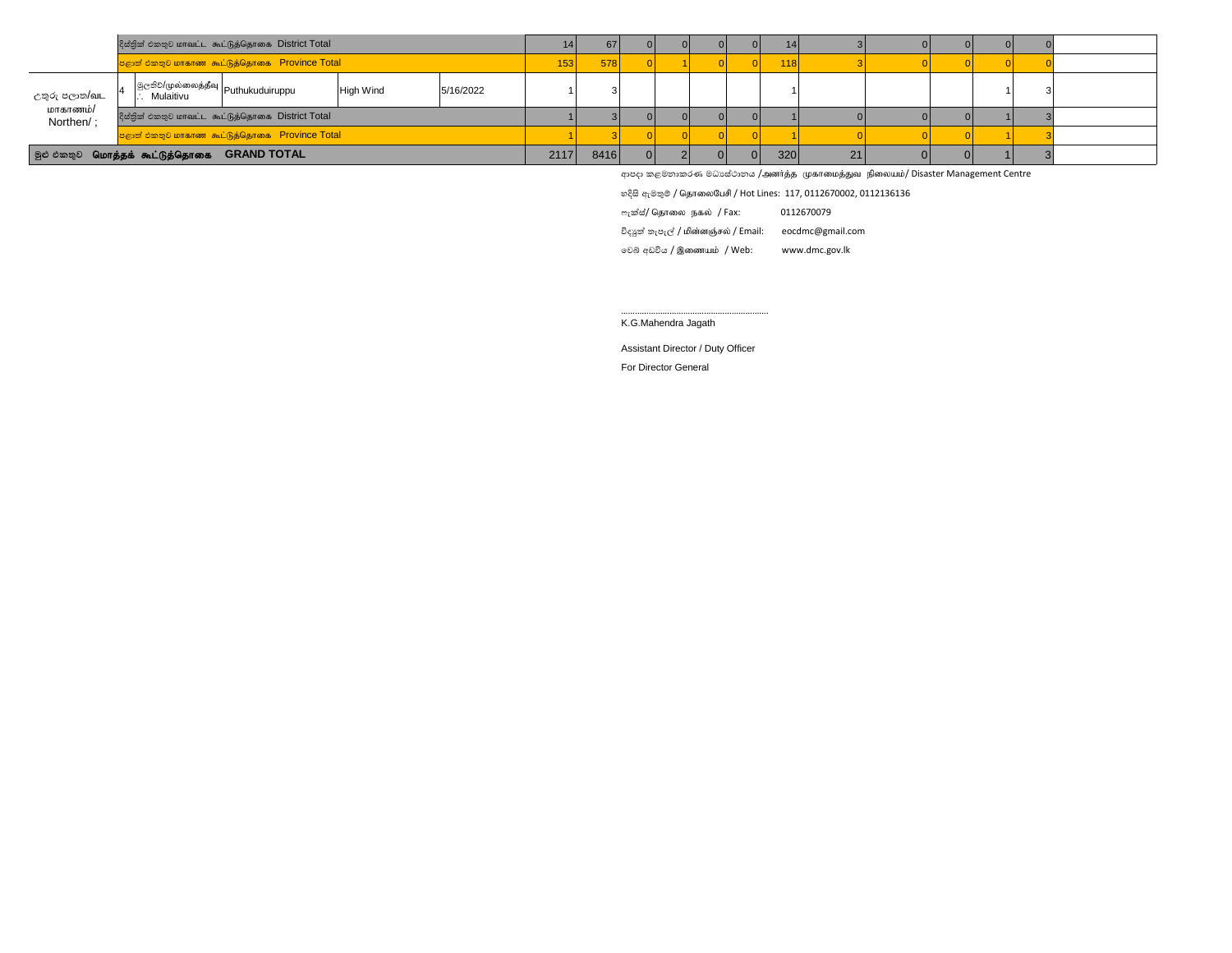| | | | | | | | | | | | | | | | | | | |
|---|---|---|---|---|---|---|---|---|---|---|---|---|---|---|---|---|---|---|
| | දිස්ත්‍රික් එකතුව மாவட்ட கூட்டுத்தொகை District Total | | | | | 14 | 67 | 0 | 0 | 0 | 0 | 14 | 3 | 0 | 0 | 0 | 0 | |
| | පළාත් එකතුව மாகாண கூட்டுத்தொகை Province Total | | | | | 153 | 578 | 0 | 1 | 0 | 0 | 118 | 3 | 0 | 0 | 0 | 0 | |
| උතුරු පළාත/வட மாகாணம்/ Northen/ ; | 4 | මුලතිව්/முல்லைத்தீவு :. Mulaitivu | Puthukuduiruppu | High Wind | 5/16/2022 | 1 | 3 | | | | | 1 | | | | 1 | 3 | |
| | දිස්ත්‍රික් එකතුව மாவட்ட கூட்டுத்தொகை District Total | | | | | 1 | 3 | 0 | 0 | 0 | 0 | 1 | 0 | 0 | 0 | 1 | 3 | |
| | පළාත් එකතුව மாகாண கூட்டுத்தொகை Province Total | | | | | 1 | 3 | 0 | 0 | 0 | 0 | 1 | 0 | 0 | 0 | 1 | 3 | |
| **මුළු එකතුව மொத்தக் கூட்டுத்தொகை GRAND TOTAL** | | | | | | 2117 | 8416 | 0 | 2 | 0 | 0 | 320 | 21 | 0 | 0 | 1 | 3 | |

ආපදා කළමනාකරණ මධ්‍යස්ථානය /அனர்த்த முகாமைத்துவ நிலையம்/ Disaster Management Centre

හදිසි ඇමතුම් / தொலைபேசி / Hot Lines: 117, 0112670002, 0112136136

ෆැක්ස්/ தொலை நகல் / Fax: 0112670079

විද්‍යුත් තැපැල් / மின்னஞ்சல் / Email: eocdmc@gmail.com

වෙබ් අඩවිය / இணையம் / Web: www.dmc.gov.lk

..................................................................

K.G.Mahendra Jagath

Assistant Director / Duty Officer

For Director General